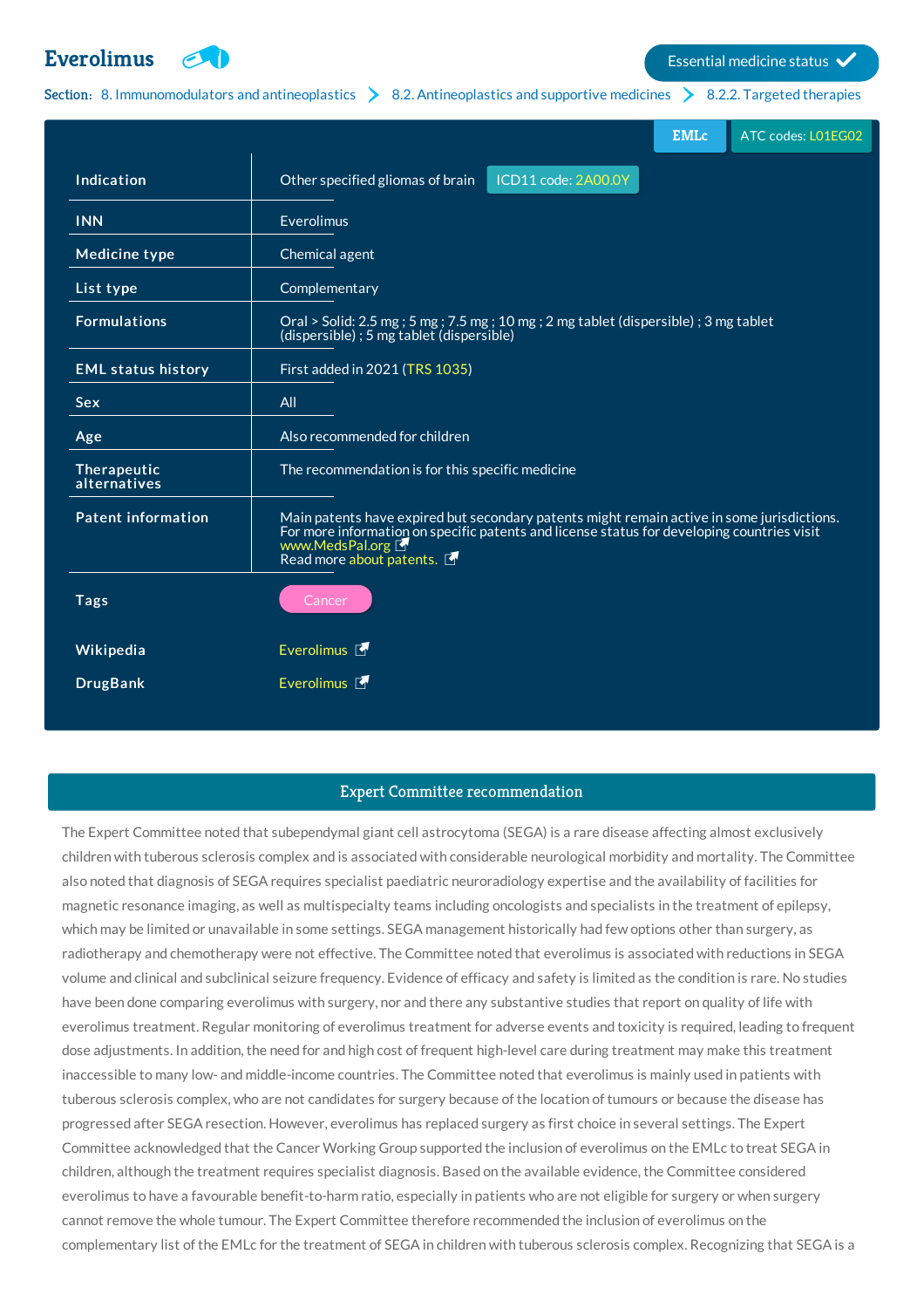# Everolimus

Essential medicine status ✓

**Section:** 8. Immunomodulators and antineoplastics > 8.2. Antineoplastics and supportive medicines > 8.2.2. Targeted therapies

EMLc | ATC codes: L01EG02

| | |
|---|---|
| **Indication** | Other specified gliomas of brain — ICD11 code: 2A00.0Y |
| **INN** | Everolimus |
| **Medicine type** | Chemical agent |
| **List type** | Complementary |
| **Formulations** | Oral > Solid: 2.5 mg ; 5 mg ; 7.5 mg ; 10 mg ; 2 mg tablet (dispersible) ; 3 mg tablet (dispersible) ; 5 mg tablet (dispersible) |
| **EML status history** | First added in 2021 (TRS 1035) |
| **Sex** | All |
| **Age** | Also recommended for children |
| **Therapeutic alternatives** | The recommendation is for this specific medicine |
| **Patent information** | Main patents have expired but secondary patents might remain active in some jurisdictions. For more information on specific patents and license status for developing countries visit www.MedsPal.org Read more about patents. |
| **Tags** | Cancer |
| **Wikipedia** | Everolimus |
| **DrugBank** | Everolimus |

## Expert Committee recommendation

The Expert Committee noted that subependymal giant cell astrocytoma (SEGA) is a rare disease affecting almost exclusively children with tuberous sclerosis complex and is associated with considerable neurological morbidity and mortality. The Committee also noted that diagnosis of SEGA requires specialist paediatric neuroradiology expertise and the availability of facilities for magnetic resonance imaging, as well as multispecialty teams including oncologists and specialists in the treatment of epilepsy, which may be limited or unavailable in some settings. SEGA management historically had few options other than surgery, as radiotherapy and chemotherapy were not effective. The Committee noted that everolimus is associated with reductions in SEGA volume and clinical and subclinical seizure frequency. Evidence of efficacy and safety is limited as the condition is rare. No studies have been done comparing everolimus with surgery, nor and there any substantive studies that report on quality of life with everolimus treatment. Regular monitoring of everolimus treatment for adverse events and toxicity is required, leading to frequent dose adjustments. In addition, the need for and high cost of frequent high-level care during treatment may make this treatment inaccessible to many low- and middle-income countries. The Committee noted that everolimus is mainly used in patients with tuberous sclerosis complex, who are not candidates for surgery because of the location of tumours or because the disease has progressed after SEGA resection. However, everolimus has replaced surgery as first choice in several settings. The Expert Committee acknowledged that the Cancer Working Group supported the inclusion of everolimus on the EMLc to treat SEGA in children, although the treatment requires specialist diagnosis. Based on the available evidence, the Committee considered everolimus to have a favourable benefit-to-harm ratio, especially in patients who are not eligible for surgery or when surgery cannot remove the whole tumour. The Expert Committee therefore recommended the inclusion of everolimus on the complementary list of the EMLc for the treatment of SEGA in children with tuberous sclerosis complex. Recognizing that SEGA is a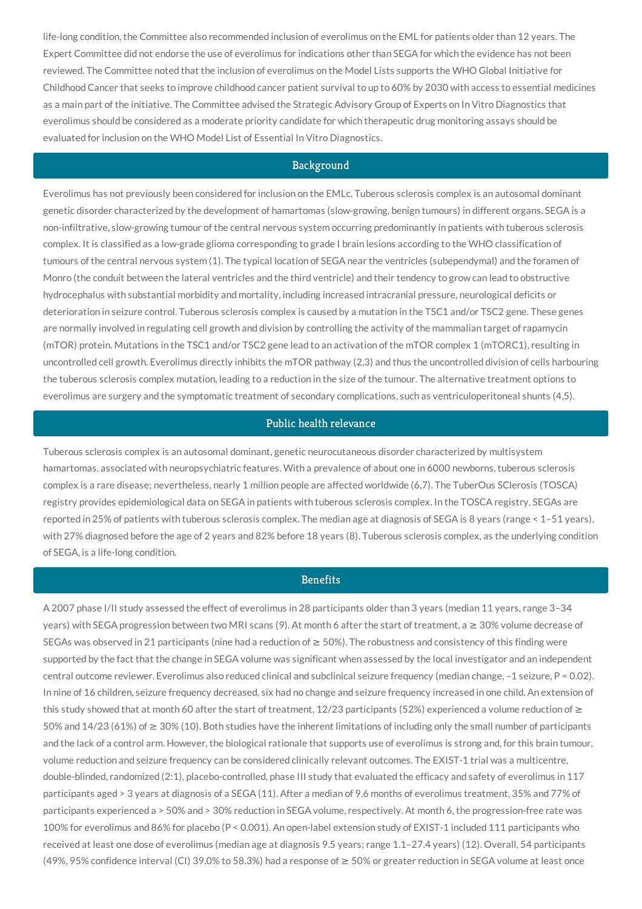life-long condition, the Committee also recommended inclusion of everolimus on the EML for patients older than 12 years. The Expert Committee did not endorse the use of everolimus for indications other than SEGA for which the evidence has not been reviewed. The Committee noted that the inclusion of everolimus on the Model Lists supports the WHO Global Initiative for Childhood Cancer that seeks to improve childhood cancer patient survival to up to 60% by 2030 with access to essential medicines as a main part of the initiative. The Committee advised the Strategic Advisory Group of Experts on In Vitro Diagnostics that everolimus should be considered as a moderate priority candidate for which therapeutic drug monitoring assays should be evaluated for inclusion on the WHO Model List of Essential In Vitro Diagnostics.

## Background

Everolimus has not previously been considered for inclusion on the EMLc. Tuberous sclerosis complex is an autosomal dominant genetic disorder characterized by the development of hamartomas (slow-growing, benign tumours) in different organs. SEGA is a non-infiltrative, slow-growing tumour of the central nervous system occurring predominantly in patients with tuberous sclerosis complex. It is classified as a low-grade glioma corresponding to grade I brain lesions according to the WHO classification of tumours of the central nervous system (1). The typical location of SEGA near the ventricles (subependymal) and the foramen of Monro (the conduit between the lateral ventricles and the third ventricle) and their tendency to grow can lead to obstructive hydrocephalus with substantial morbidity and mortality, including increased intracranial pressure, neurological deficits or deterioration in seizure control. Tuberous sclerosis complex is caused by a mutation in the TSC1 and/or TSC2 gene. These genes are normally involved in regulating cell growth and division by controlling the activity of the mammalian target of rapamycin (mTOR) protein. Mutations in the TSC1 and/or TSC2 gene lead to an activation of the mTOR complex 1 (mTORC1), resulting in uncontrolled cell growth. Everolimus directly inhibits the mTOR pathway (2,3) and thus the uncontrolled division of cells harbouring the tuberous sclerosis complex mutation, leading to a reduction in the size of the tumour. The alternative treatment options to everolimus are surgery and the symptomatic treatment of secondary complications, such as ventriculoperitoneal shunts (4,5).

## Public health relevance

Tuberous sclerosis complex is an autosomal dominant, genetic neurocutaneous disorder characterized by multisystem hamartomas, associated with neuropsychiatric features. With a prevalence of about one in 6000 newborns, tuberous sclerosis complex is a rare disease; nevertheless, nearly 1 million people are affected worldwide (6,7). The TuberOus SClerosis (TOSCA) registry provides epidemiological data on SEGA in patients with tuberous sclerosis complex. In the TOSCA registry, SEGAs are reported in 25% of patients with tuberous sclerosis complex. The median age at diagnosis of SEGA is 8 years (range < 1–51 years), with 27% diagnosed before the age of 2 years and 82% before 18 years (8). Tuberous sclerosis complex, as the underlying condition of SEGA, is a life-long condition.

## Benefits

A 2007 phase I/II study assessed the effect of everolimus in 28 participants older than 3 years (median 11 years, range 3–34 years) with SEGA progression between two MRI scans (9). At month 6 after the start of treatment, a ≥ 30% volume decrease of SEGAs was observed in 21 participants (nine had a reduction of ≥ 50%). The robustness and consistency of this finding were supported by the fact that the change in SEGA volume was significant when assessed by the local investigator and an independent central outcome reviewer. Everolimus also reduced clinical and subclinical seizure frequency (median change, –1 seizure, $P = 0.02$). In nine of 16 children, seizure frequency decreased, six had no change and seizure frequency increased in one child. An extension of this study showed that at month 60 after the start of treatment, 12/23 participants (52%) experienced a volume reduction of ≥ 50% and 14/23 (61%) of ≥ 30% (10). Both studies have the inherent limitations of including only the small number of participants and the lack of a control arm. However, the biological rationale that supports use of everolimus is strong and, for this brain tumour, volume reduction and seizure frequency can be considered clinically relevant outcomes. The EXIST-1 trial was a multicentre, double-blinded, randomized (2:1), placebo-controlled, phase III study that evaluated the efficacy and safety of everolimus in 117 participants aged > 3 years at diagnosis of a SEGA (11). After a median of 9.6 months of everolimus treatment, 35% and 77% of participants experienced a > 50% and > 30% reduction in SEGA volume, respectively. At month 6, the progression-free rate was 100% for everolimus and 86% for placebo ($P < 0.001$). An open-label extension study of EXIST-1 included 111 participants who received at least one dose of everolimus (median age at diagnosis 9.5 years; range 1.1–27.4 years) (12). Overall, 54 participants (49%, 95% confidence interval (CI) 39.0% to 58.3%) had a response of ≥ 50% or greater reduction in SEGA volume at least once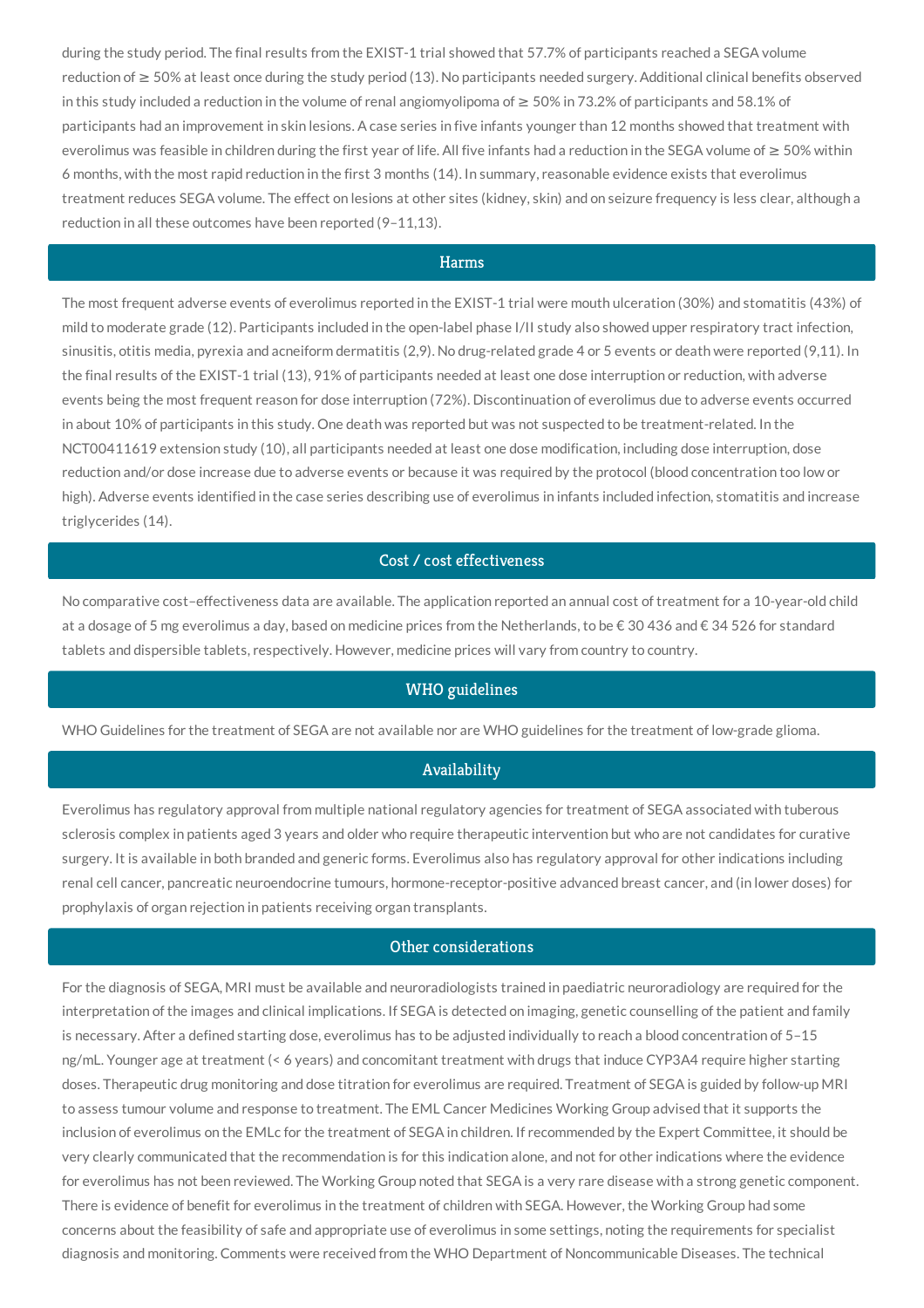during the study period. The final results from the EXIST-1 trial showed that 57.7% of participants reached a SEGA volume reduction of ≥ 50% at least once during the study period (13). No participants needed surgery. Additional clinical benefits observed in this study included a reduction in the volume of renal angiomyolipoma of ≥ 50% in 73.2% of participants and 58.1% of participants had an improvement in skin lesions. A case series in five infants younger than 12 months showed that treatment with everolimus was feasible in children during the first year of life. All five infants had a reduction in the SEGA volume of ≥ 50% within 6 months, with the most rapid reduction in the first 3 months (14). In summary, reasonable evidence exists that everolimus treatment reduces SEGA volume. The effect on lesions at other sites (kidney, skin) and on seizure frequency is less clear, although a reduction in all these outcomes have been reported (9–11,13).

## Harms

The most frequent adverse events of everolimus reported in the EXIST-1 trial were mouth ulceration (30%) and stomatitis (43%) of mild to moderate grade (12). Participants included in the open-label phase I/II study also showed upper respiratory tract infection, sinusitis, otitis media, pyrexia and acneiform dermatitis (2,9). No drug-related grade 4 or 5 events or death were reported (9,11). In the final results of the EXIST-1 trial (13), 91% of participants needed at least one dose interruption or reduction, with adverse events being the most frequent reason for dose interruption (72%). Discontinuation of everolimus due to adverse events occurred in about 10% of participants in this study. One death was reported but was not suspected to be treatment-related. In the NCT00411619 extension study (10), all participants needed at least one dose modification, including dose interruption, dose reduction and/or dose increase due to adverse events or because it was required by the protocol (blood concentration too low or high). Adverse events identified in the case series describing use of everolimus in infants included infection, stomatitis and increase triglycerides (14).

## Cost / cost effectiveness

No comparative cost–effectiveness data are available. The application reported an annual cost of treatment for a 10-year-old child at a dosage of 5 mg everolimus a day, based on medicine prices from the Netherlands, to be € 30 436 and € 34 526 for standard tablets and dispersible tablets, respectively. However, medicine prices will vary from country to country.

## WHO guidelines

WHO Guidelines for the treatment of SEGA are not available nor are WHO guidelines for the treatment of low-grade glioma.

## Availability

Everolimus has regulatory approval from multiple national regulatory agencies for treatment of SEGA associated with tuberous sclerosis complex in patients aged 3 years and older who require therapeutic intervention but who are not candidates for curative surgery. It is available in both branded and generic forms. Everolimus also has regulatory approval for other indications including renal cell cancer, pancreatic neuroendocrine tumours, hormone-receptor-positive advanced breast cancer, and (in lower doses) for prophylaxis of organ rejection in patients receiving organ transplants.

## Other considerations

For the diagnosis of SEGA, MRI must be available and neuroradiologists trained in paediatric neuroradiology are required for the interpretation of the images and clinical implications. If SEGA is detected on imaging, genetic counselling of the patient and family is necessary. After a defined starting dose, everolimus has to be adjusted individually to reach a blood concentration of 5–15 ng/mL. Younger age at treatment (< 6 years) and concomitant treatment with drugs that induce CYP3A4 require higher starting doses. Therapeutic drug monitoring and dose titration for everolimus are required. Treatment of SEGA is guided by follow-up MRI to assess tumour volume and response to treatment. The EML Cancer Medicines Working Group advised that it supports the inclusion of everolimus on the EMLc for the treatment of SEGA in children. If recommended by the Expert Committee, it should be very clearly communicated that the recommendation is for this indication alone, and not for other indications where the evidence for everolimus has not been reviewed. The Working Group noted that SEGA is a very rare disease with a strong genetic component. There is evidence of benefit for everolimus in the treatment of children with SEGA. However, the Working Group had some concerns about the feasibility of safe and appropriate use of everolimus in some settings, noting the requirements for specialist diagnosis and monitoring. Comments were received from the WHO Department of Noncommunicable Diseases. The technical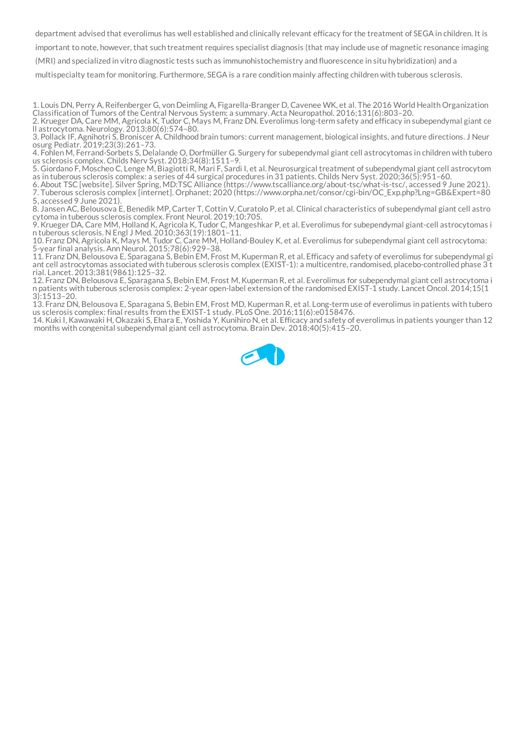department advised that everolimus has well established and clinically relevant efficacy for the treatment of SEGA in children. It is important to note, however, that such treatment requires specialist diagnosis (that may include use of magnetic resonance imaging (MRI) and specialized in vitro diagnostic tests such as immunohistochemistry and fluorescence in situ hybridization) and a multispecialty team for monitoring. Furthermore, SEGA is a rare condition mainly affecting children with tuberous sclerosis.

1. Louis DN, Perry A, Reifenberger G, von Deimling A, Figarella-Branger D, Cavenee WK, et al. The 2016 World Health Organization Classification of Tumors of the Central Nervous System: a summary. Acta Neuropathol. 2016;131(6):803–20.
2. Krueger DA, Care MM, Agricola K, Tudor C, Mays M, Franz DN. Everolimus long-term safety and efficacy in subependymal giant cell astrocytoma. Neurology. 2013;80(6):574–80.
3. Pollack IF, Agnihotri S, Broniscer A. Childhood brain tumors: current management, biological insights, and future directions. J Neurosurg Pediatr. 2019;23(3):261–73.
4. Fohlen M, Ferrand-Sorbets S, Delalande O, Dorfmüller G. Surgery for subependymal giant cell astrocytomas in children with tuberous sclerosis complex. Childs Nerv Syst. 2018;34(8):1511–9.
5. Giordano F, Moscheo C, Lenge M, Biagiotti R, Mari F, Sardi I, et al. Neurosurgical treatment of subependymal giant cell astrocytomas in tuberous sclerosis complex: a series of 44 surgical procedures in 31 patients. Childs Nerv Syst. 2020;36(5):951–60.
6. About TSC [website]. Silver Spring, MD:TSC Alliance (https://www.tscalliance.org/about-tsc/what-is-tsc/, accessed 9 June 2021).
7. Tuberous sclerosis complex [internet]. Orphanet; 2020 (https://www.orpha.net/consor/cgi-bin/OC_Exp.php?Lng=GB&Expert=805, accessed 9 June 2021).
8. Jansen AC, Belousova E, Benedik MP, Carter T, Cottin V, Curatolo P, et al. Clinical characteristics of subependymal giant cell astrocytoma in tuberous sclerosis complex. Front Neurol. 2019;10:705.
9. Krueger DA, Care MM, Holland K, Agricola K, Tudor C, Mangeshkar P, et al. Everolimus for subependymal giant-cell astrocytomas in tuberous sclerosis. N Engl J Med. 2010;363(19):1801–11.
10. Franz DN, Agricola K, Mays M, Tudor C, Care MM, Holland-Bouley K, et al. Everolimus for subependymal giant cell astrocytoma: 5-year final analysis. Ann Neurol. 2015;78(6):929–38.
11. Franz DN, Belousova E, Sparagana S, Bebin EM, Frost M, Kuperman R, et al. Efficacy and safety of everolimus for subependymal giant cell astrocytomas associated with tuberous sclerosis complex (EXIST-1): a multicentre, randomised, placebo-controlled phase 3 trial. Lancet. 2013;381(9861):125–32.
12. Franz DN, Belousova E, Sparagana S, Bebin EM, Frost M, Kuperman R, et al. Everolimus for subependymal giant cell astrocytoma in patients with tuberous sclerosis complex: 2-year open-label extension of the randomised EXIST-1 study. Lancet Oncol. 2014;15(13):1513–20.
13. Franz DN, Belousova E, Sparagana S, Bebin EM, Frost MD, Kuperman R, et al. Long-term use of everolimus in patients with tuberous sclerosis complex: final results from the EXIST-1 study. PLoS One. 2016;11(6):e0158476.
14. Kuki I, Kawawaki H, Okazaki S, Ehara E, Yoshida Y, Kunihiro N, et al. Efficacy and safety of everolimus in patients younger than 12 months with congenital subependymal giant cell astrocytoma. Brain Dev. 2018;40(5):415–20.